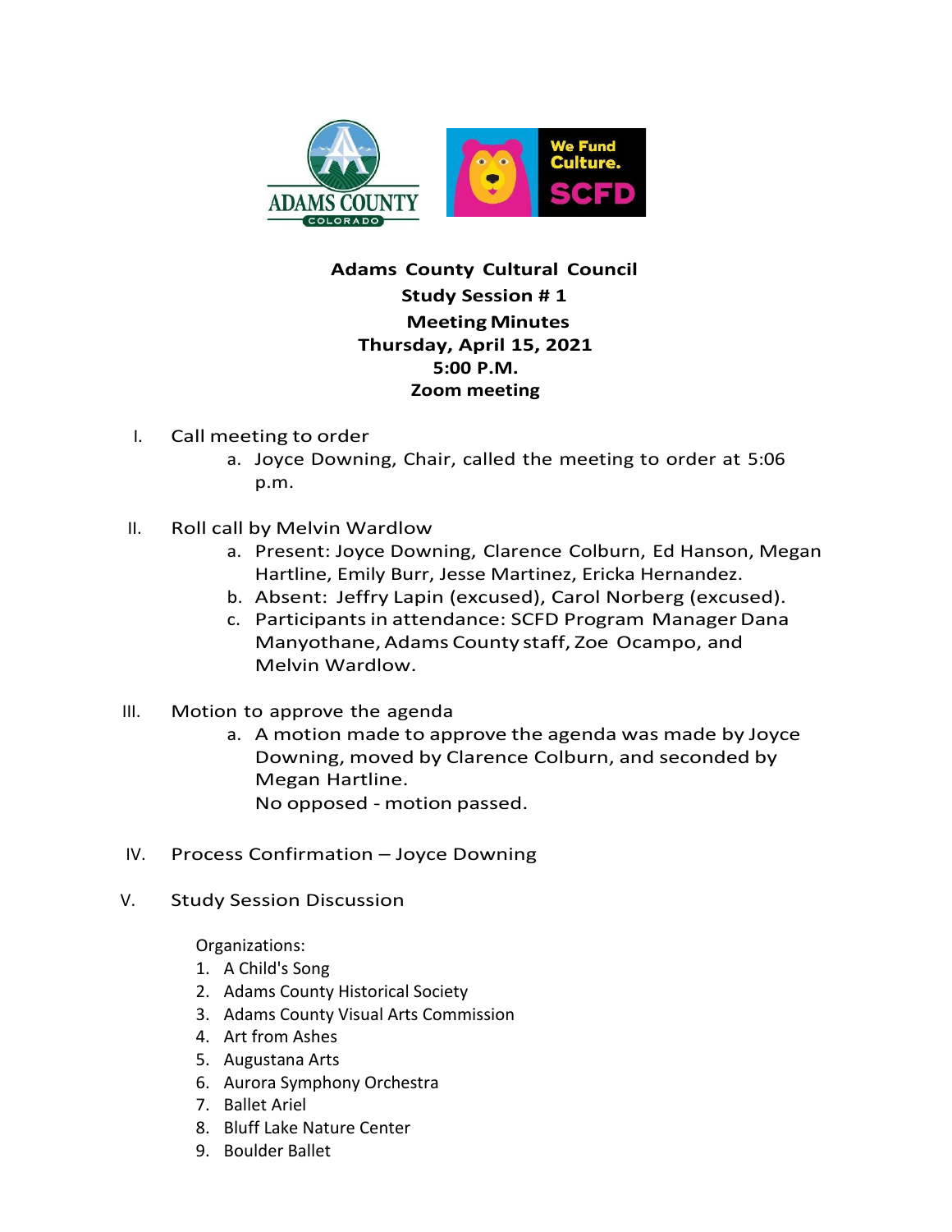# Adams County Cultural Council

## Study Session # 1

## Meeting Minutes

**Thursday, April 15, 2021**
**5:00 P.M.**
**Zoom meeting**

I. Call meeting to order
   a. Joyce Downing, Chair, called the meeting to order at 5:06 p.m.

II. Roll call by Melvin Wardlow
   a. Present: Joyce Downing, Clarence Colburn, Ed Hanson, Megan Hartline, Emily Burr, Jesse Martinez, Ericka Hernandez.
   b. Absent: Jeffry Lapin (excused), Carol Norberg (excused).
   c. Participants in attendance: SCFD Program Manager Dana Manyothane, Adams County staff, Zoe Ocampo, and Melvin Wardlow.

III. Motion to approve the agenda
   a. A motion made to approve the agenda was made by Joyce Downing, moved by Clarence Colburn, and seconded by Megan Hartline.
      No opposed - motion passed.

IV. Process Confirmation – Joyce Downing

V. Study Session Discussion

   Organizations:
   1. A Child's Song
   2. Adams County Historical Society
   3. Adams County Visual Arts Commission
   4. Art from Ashes
   5. Augustana Arts
   6. Aurora Symphony Orchestra
   7. Ballet Ariel
   8. Bluff Lake Nature Center
   9. Boulder Ballet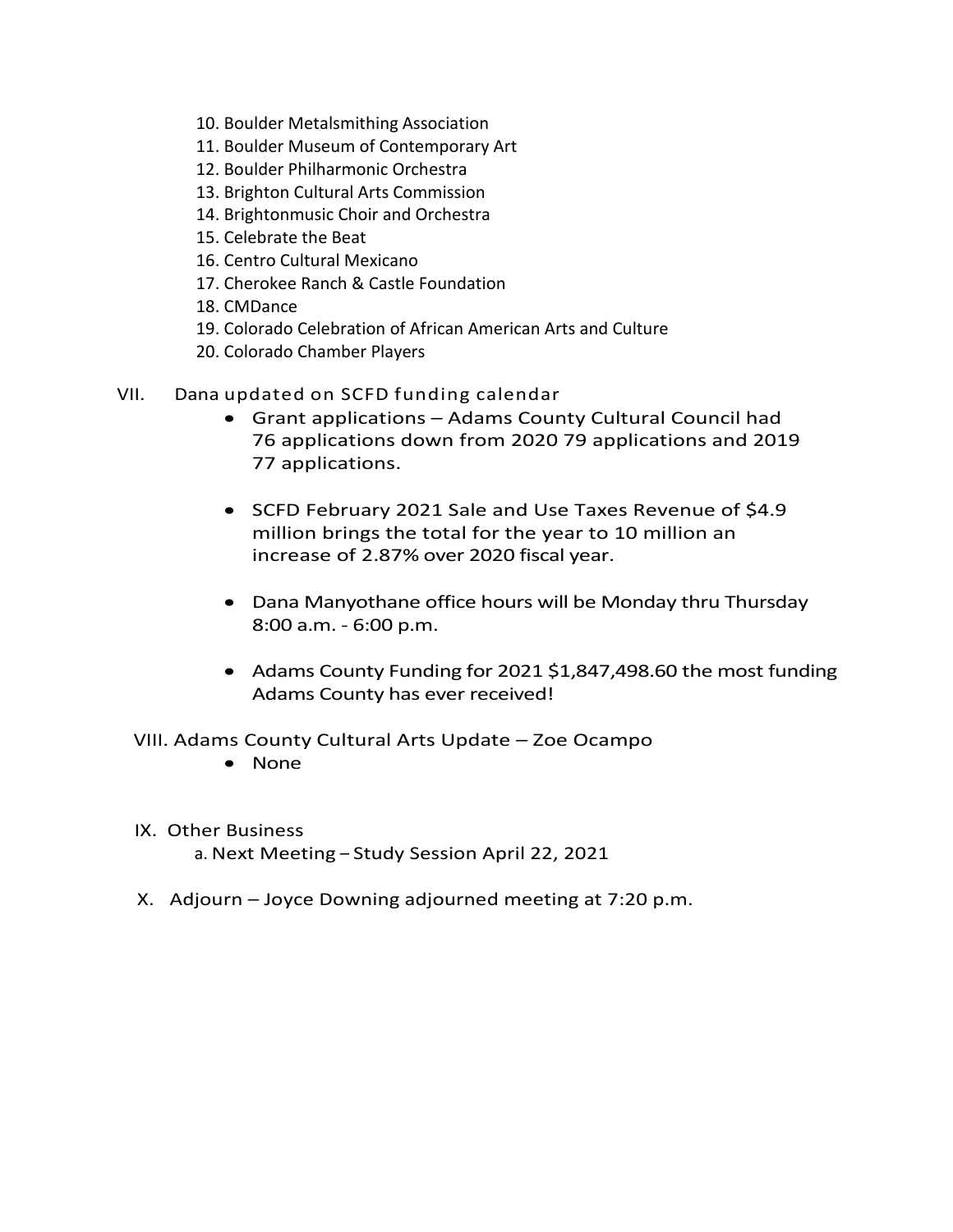10. Boulder Metalsmithing Association
11. Boulder Museum of Contemporary Art
12. Boulder Philharmonic Orchestra
13. Brighton Cultural Arts Commission
14. Brightonmusic Choir and Orchestra
15. Celebrate the Beat
16. Centro Cultural Mexicano
17. Cherokee Ranch & Castle Foundation
18. CMDance
19. Colorado Celebration of African American Arts and Culture
20. Colorado Chamber Players

VII. Dana updated on SCFD funding calendar

- Grant applications – Adams County Cultural Council had 76 applications down from 2020 79 applications and 2019 77 applications.

- SCFD February 2021 Sale and Use Taxes Revenue of $4.9 million brings the total for the year to 10 million an increase of 2.87% over 2020 fiscal year.

- Dana Manyothane office hours will be Monday thru Thursday 8:00 a.m. - 6:00 p.m.

- Adams County Funding for 2021 $1,847,498.60 the most funding Adams County has ever received!

VIII. Adams County Cultural Arts Update – Zoe Ocampo

- None

IX. Other Business

a. Next Meeting – Study Session April 22, 2021

X. Adjourn – Joyce Downing adjourned meeting at 7:20 p.m.